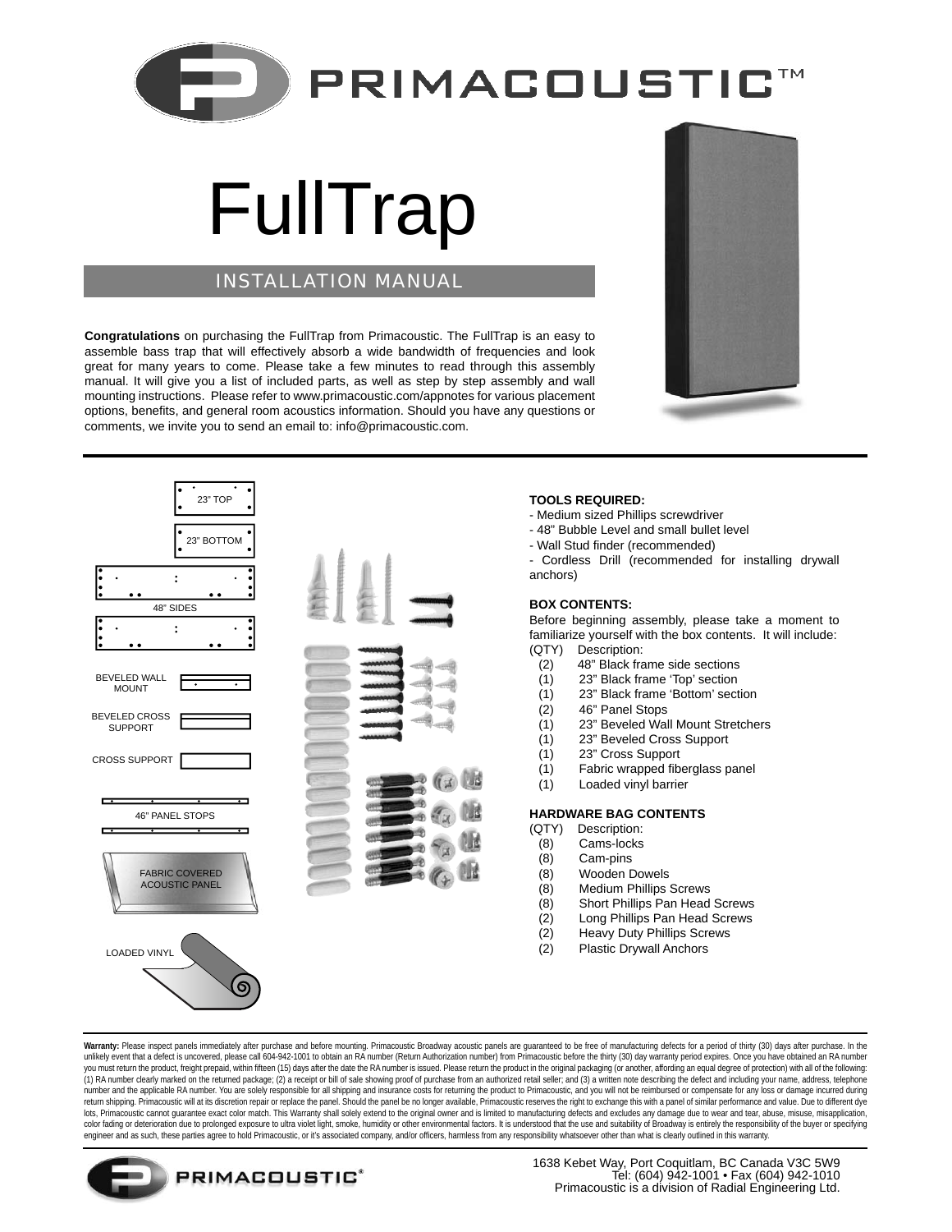# FullTrap

## INSTALLATION MANUAL

**Congratulations** on purchasing the FullTrap from Primacoustic. The FullTrap is an easy to assemble bass trap that will effectively absorb a wide bandwidth of frequencies and look great for many years to come. Please take a few minutes to read through this assembly manual. It will give you a list of included parts, as well as step by step assembly and wall mounting instructions. Please refer to www.primacoustic.com/appnotes for various placement options, benefits, and general room acoustics information. Should you have any questions or comments, we invite you to send an email to: info@primacoustic.com.

23" TOP

23" BOTTOM

48" SIDES

BEVELED WALL MOUNT

BEVELED CROSS SUPPORT

CROSS SUPPORT

46" PANEL STOPS

FABRIC COVERED ACOUSTIC PANEL

LOADED VINYL

**TOOLS REQUIRED:**

- Medium sized Phillips screwdriver
- 48" Bubble Level and small bullet level
- Wall Stud finder (recommended)
- Cordless Drill (recommended for installing drywall anchors)

**BOX CONTENTS:**

Before beginning assembly, please take a moment to familiarize yourself with the box contents. It will include:

| (QTY) | Description: |
|---|---|
| (2) | 48" Black frame side sections |
| (1) | 23" Black frame 'Top' section |
| (1) | 23" Black frame 'Bottom' section |
| (2) | 46" Panel Stops |
| (1) | 23" Beveled Wall Mount Stretchers |
| (1) | 23" Beveled Cross Support |
| (1) | 23" Cross Support |
| (1) | Fabric wrapped fiberglass panel |
| (1) | Loaded vinyl barrier |

**HARDWARE BAG CONTENTS**

| (QTY) | Description: |
|---|---|
| (8) | Cams-locks |
| (8) | Cam-pins |
| (8) | Wooden Dowels |
| (8) | Medium Phillips Screws |
| (8) | Short Phillips Pan Head Screws |
| (2) | Long Phillips Pan Head Screws |
| (2) | Heavy Duty Phillips Screws |
| (2) | Plastic Drywall Anchors |

**Warranty:** Please inspect panels immediately after purchase and before mounting. Primacoustic Broadway acoustic panels are guaranteed to be free of manufacturing defects for a period of thirty (30) days after purchase. In the unlikely event that a defect is uncovered, please call 604-942-1001 to obtain an RA number (Return Authorization number) from Primacoustic before the thirty (30) day warranty period expires. Once you have obtained an RA number you must return the product, freight prepaid, within fifteen (15) days after the date the RA number is issued. Please return the product in the original packaging (or another, affording an equal degree of protection) with all of the following: (1) RA number clearly marked on the returned package; (2) a receipt or bill of sale showing proof of purchase from an authorized retail seller; and (3) a written note describing the defect and including your name, address, telephone number and the applicable RA number. You are solely responsible for all shipping and insurance costs for returning the product to Primacoustic, and you will not be reimbursed or compensate for any loss or damage incurred during return shipping. Primacoustic will at its discretion repair or replace the panel. Should the panel be no longer available, Primacoustic reserves the right to exchange this with a panel of similar performance and value. Due to different dye lots, Primacoustic cannot guarantee exact color match. This Warranty shall solely extend to the original owner and is limited to manufacturing defects and excludes any damage due to wear and tear, abuse, misuse, misapplication, color fading or deterioration due to prolonged exposure to ultra violet light, smoke, humidity or other environmental factors. It is understood that the use and suitability of Broadway is entirely the responsibility of the buyer or specifying engineer and as such, these parties agree to hold Primacoustic, or it's associated company, and/or officers, harmless from any responsibility whatsoever other than what is clearly outlined in this warranty.

1638 Kebet Way, Port Coquitlam, BC Canada V3C 5W9
Tel: (604) 942-1001 • Fax (604) 942-1010
Primacoustic is a division of Radial Engineering Ltd.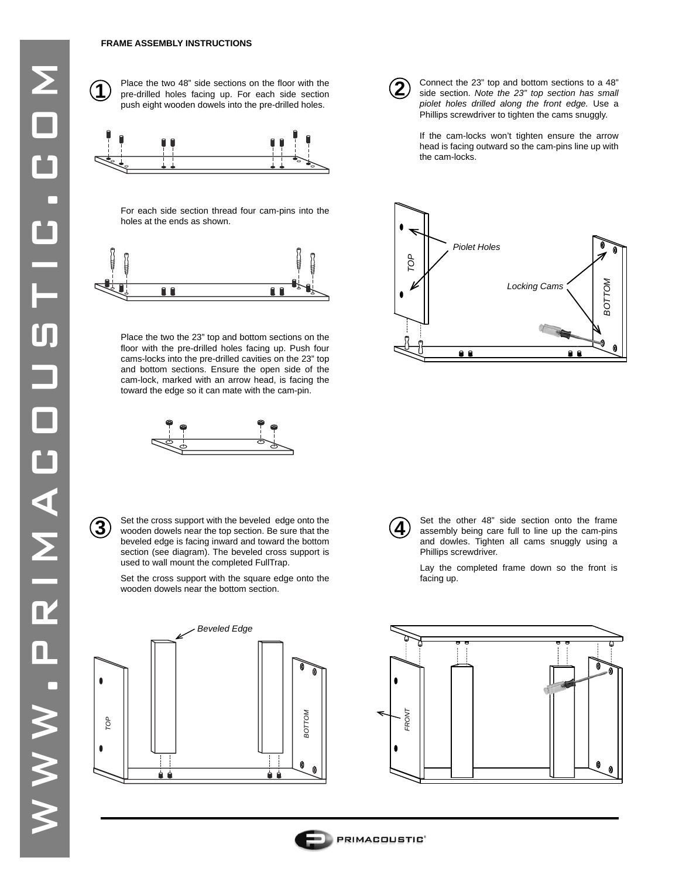**FRAME ASSEMBLY INSTRUCTIONS**

**1**

Place the two 48” side sections on the floor with the pre-drilled holes facing up. For each side section push eight wooden dowels into the pre-drilled holes.

For each side section thread four cam-pins into the holes at the ends as shown.

Place the two the 23” top and bottom sections on the floor with the pre-drilled holes facing up. Push four cams-locks into the pre-drilled cavities on the 23” top and bottom sections. Ensure the open side of the cam-lock, marked with an arrow head, is facing the toward the edge so it can mate with the cam-pin.

**2**

Connect the 23” top and bottom sections to a 48” side section. *Note the 23” top section has small piolet holes drilled along the front edge.* Use a Phillips screwdriver to tighten the cams snuggly.

If the cam-locks won’t tighten ensure the arrow head is facing outward so the cam-pins line up with the cam-locks.

**3**

Set the cross support with the beveled edge onto the wooden dowels near the top section. Be sure that the beveled edge is facing inward and toward the bottom section (see diagram). The beveled cross support is used to wall mount the completed FullTrap.

Set the cross support with the square edge onto the wooden dowels near the bottom section.

**4**

Set the other 48” side section onto the frame assembly being care full to line up the cam-pins and dowles. Tighten all cams snuggly using a Phillips screwdriver.

Lay the completed frame down so the front is facing up.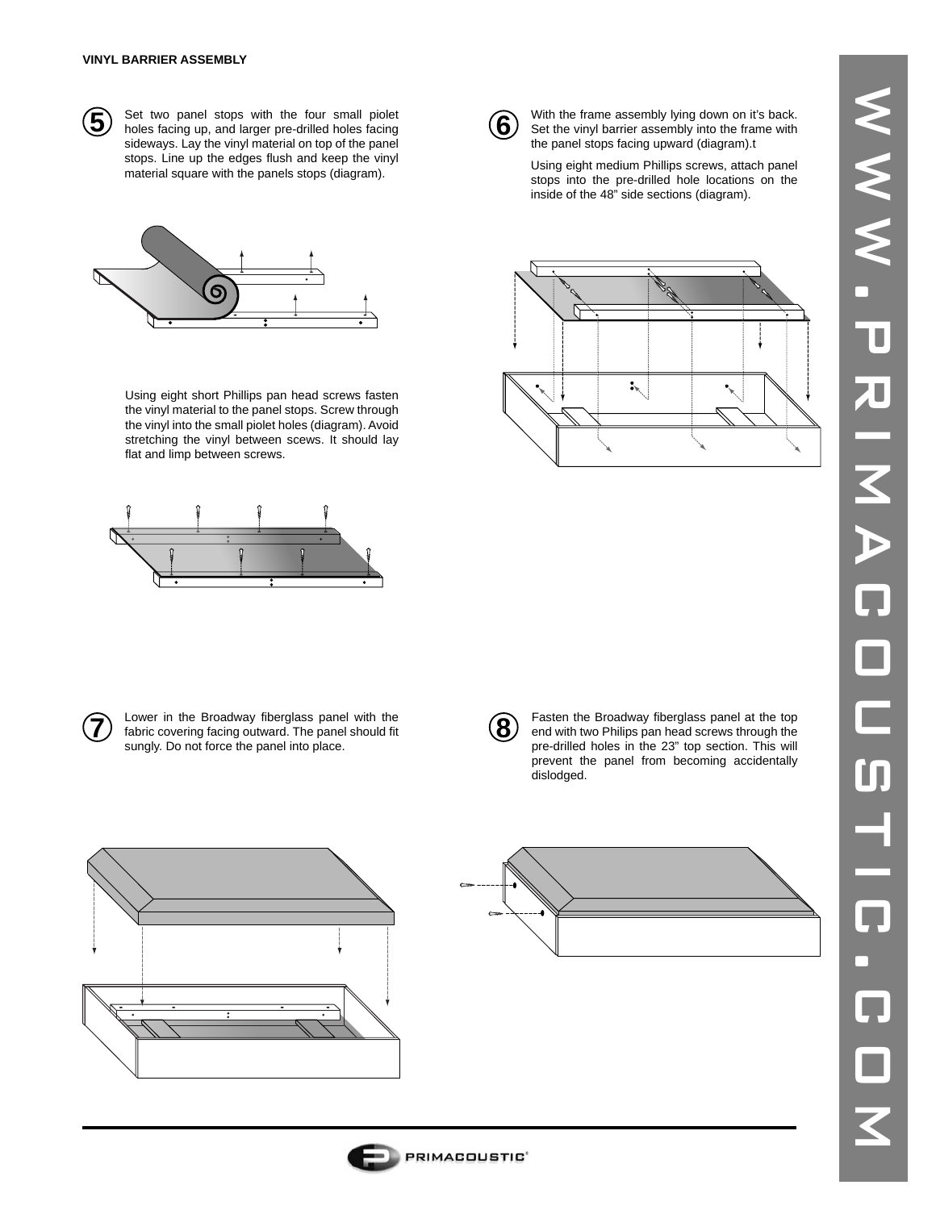## VINYL BARRIER ASSEMBLY

**5** Set two panel stops with the four small piolet holes facing up, and larger pre-drilled holes facing sideways. Lay the vinyl material on top of the panel stops. Line up the edges flush and keep the vinyl material square with the panels stops (diagram).

Using eight short Phillips pan head screws fasten the vinyl material to the panel stops. Screw through the vinyl into the small piolet holes (diagram). Avoid stretching the vinyl between scews. It should lay flat and limp between screws.

**6** With the frame assembly lying down on it's back. Set the vinyl barrier assembly into the frame with the panel stops facing upward (diagram).t

Using eight medium Phillips screws, attach panel stops into the pre-drilled hole locations on the inside of the 48" side sections (diagram).

**7** Lower in the Broadway fiberglass panel with the fabric covering facing outward. The panel should fit sungly. Do not force the panel into place.

**8** Fasten the Broadway fiberglass panel at the top end with two Philips pan head screws through the pre-drilled holes in the 23" top section. This will prevent the panel from becoming accidentally dislodged.

WWW.PRIMACOUSTIC.COM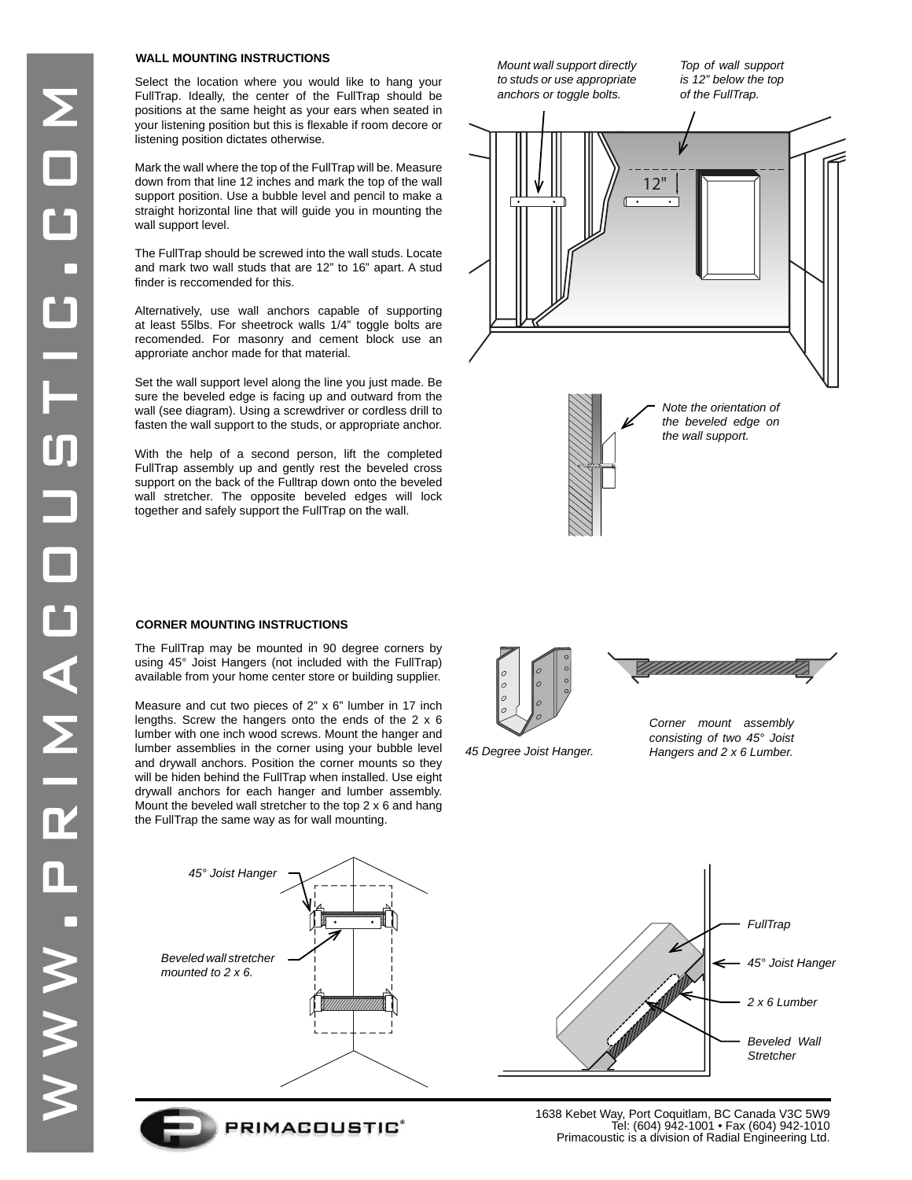## WALL MOUNTING INSTRUCTIONS

Select the location where you would like to hang your FullTrap. Ideally, the center of the FullTrap should be positions at the same height as your ears when seated in your listening position but this is flexable if room decore or listening position dictates otherwise.

Mark the wall where the top of the FullTrap will be. Measure down from that line 12 inches and mark the top of the wall support position. Use a bubble level and pencil to make a straight horizontal line that will guide you in mounting the wall support level.

The FullTrap should be screwed into the wall studs. Locate and mark two wall studs that are 12" to 16" apart. A stud finder is reccomended for this.

Alternatively, use wall anchors capable of supporting at least 55lbs. For sheetrock walls 1/4" toggle bolts are recomended. For masonry and cement block use an approriate anchor made for that material.

Set the wall support level along the line you just made. Be sure the beveled edge is facing up and outward from the wall (see diagram). Using a screwdriver or cordless drill to fasten the wall support to the studs, or appropriate anchor.

With the help of a second person, lift the completed FullTrap assembly up and gently rest the beveled cross support on the back of the Fulltrap down onto the beveled wall stretcher. The opposite beveled edges will lock together and safely support the FullTrap on the wall.

*Mount wall support directly to studs or use appropriate anchors or toggle bolts.*

*Top of wall support is 12" below the top of the FullTrap.*

12"

*Note the orientation of the beveled edge on the wall support.*

## CORNER MOUNTING INSTRUCTIONS

The FullTrap may be mounted in 90 degree corners by using 45° Joist Hangers (not included with the FullTrap) available from your home center store or building supplier.

Measure and cut two pieces of 2" x 6" lumber in 17 inch lengths. Screw the hangers onto the ends of the 2 x 6 lumber with one inch wood screws. Mount the hanger and lumber assemblies in the corner using your bubble level and drywall anchors. Position the corner mounts so they will be hiden behind the FullTrap when installed. Use eight drywall anchors for each hanger and lumber assembly. Mount the beveled wall stretcher to the top 2 x 6 and hang the FullTrap the same way as for wall mounting.

*45 Degree Joist Hanger.*

*Corner mount assembly consisting of two 45° Joist Hangers and 2 x 6 Lumber.*

*45° Joist Hanger*

*Beveled wall stretcher mounted to 2 x 6.*

*FullTrap*

*45° Joist Hanger*

*2 x 6 Lumber*

*Beveled Wall Stretcher*

PRIMACOUSTIC®

1638 Kebet Way, Port Coquitlam, BC Canada V3C 5W9
Tel: (604) 942-1001 • Fax (604) 942-1010
Primacoustic is a division of Radial Engineering Ltd.